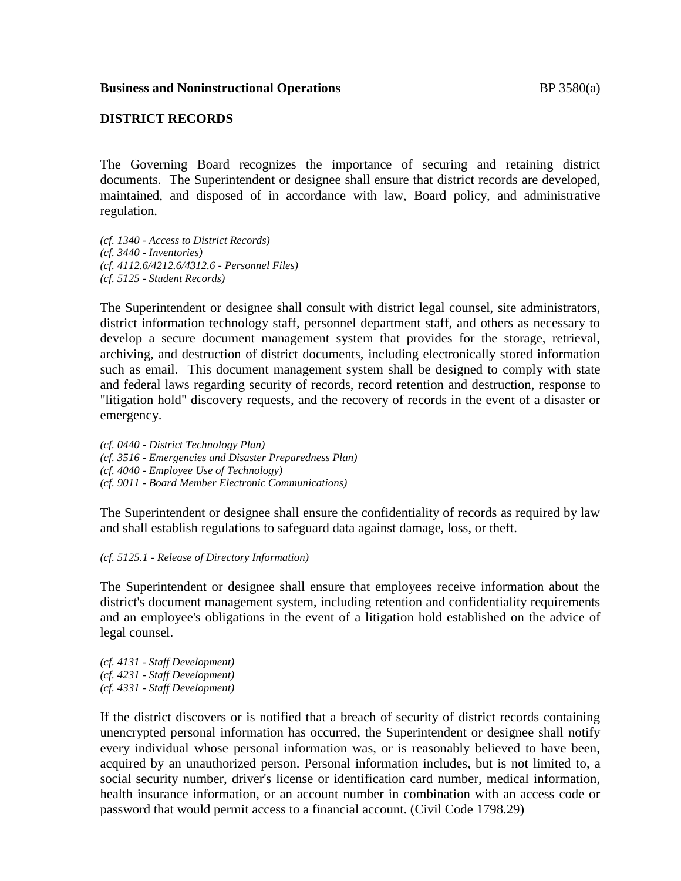**Business and Noninstructional Operations** BP 3580(a)

## DISTRICT RECORDS

The Governing Board recognizes the importance of securing and retaining district documents. The Superintendent or designee shall ensure that district records are developed, maintained, and disposed of in accordance with law, Board policy, and administrative regulation.

*(cf. 1340 - Access to District Records)*
*(cf. 3440 - Inventories)*
*(cf. 4112.6/4212.6/4312.6 - Personnel Files)*
*(cf. 5125 - Student Records)*

The Superintendent or designee shall consult with district legal counsel, site administrators, district information technology staff, personnel department staff, and others as necessary to develop a secure document management system that provides for the storage, retrieval, archiving, and destruction of district documents, including electronically stored information such as email. This document management system shall be designed to comply with state and federal laws regarding security of records, record retention and destruction, response to "litigation hold" discovery requests, and the recovery of records in the event of a disaster or emergency.

*(cf. 0440 - District Technology Plan)*
*(cf. 3516 - Emergencies and Disaster Preparedness Plan)*
*(cf. 4040 - Employee Use of Technology)*
*(cf. 9011 - Board Member Electronic Communications)*

The Superintendent or designee shall ensure the confidentiality of records as required by law and shall establish regulations to safeguard data against damage, loss, or theft.

*(cf. 5125.1 - Release of Directory Information)*

The Superintendent or designee shall ensure that employees receive information about the district's document management system, including retention and confidentiality requirements and an employee's obligations in the event of a litigation hold established on the advice of legal counsel.

*(cf. 4131 - Staff Development)*
*(cf. 4231 - Staff Development)*
*(cf. 4331 - Staff Development)*

If the district discovers or is notified that a breach of security of district records containing unencrypted personal information has occurred, the Superintendent or designee shall notify every individual whose personal information was, or is reasonably believed to have been, acquired by an unauthorized person. Personal information includes, but is not limited to, a social security number, driver's license or identification card number, medical information, health insurance information, or an account number in combination with an access code or password that would permit access to a financial account. (Civil Code 1798.29)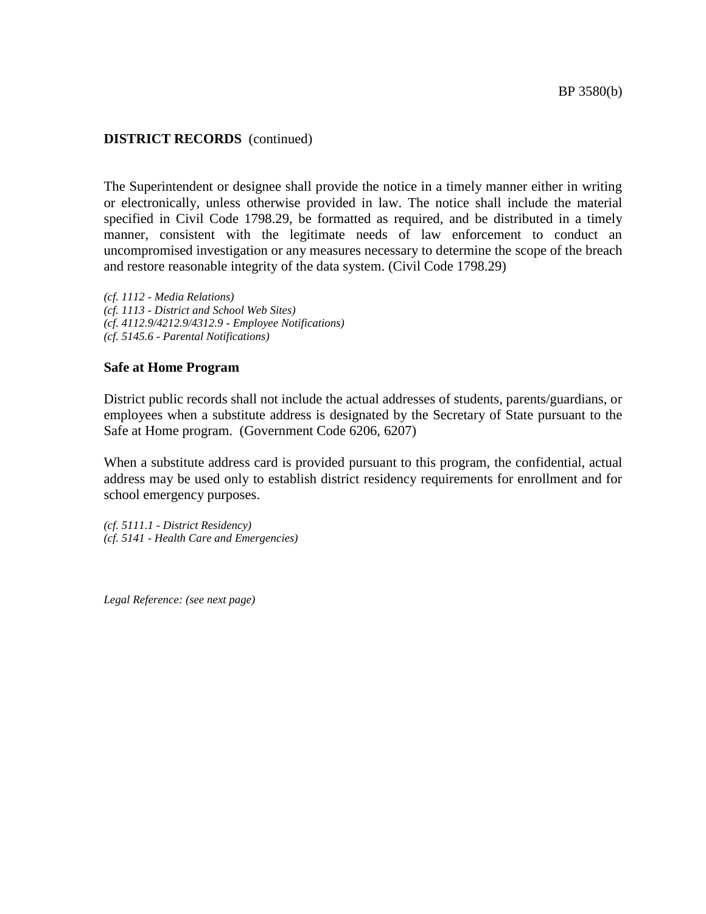**DISTRICT RECORDS** (continued)

The Superintendent or designee shall provide the notice in a timely manner either in writing or electronically, unless otherwise provided in law. The notice shall include the material specified in Civil Code 1798.29, be formatted as required, and be distributed in a timely manner, consistent with the legitimate needs of law enforcement to conduct an uncompromised investigation or any measures necessary to determine the scope of the breach and restore reasonable integrity of the data system. (Civil Code 1798.29)

*(cf. 1112 - Media Relations)*
*(cf. 1113 - District and School Web Sites)*
*(cf. 4112.9/4212.9/4312.9 - Employee Notifications)*
*(cf. 5145.6 - Parental Notifications)*

**Safe at Home Program**

District public records shall not include the actual addresses of students, parents/guardians, or employees when a substitute address is designated by the Secretary of State pursuant to the Safe at Home program. (Government Code 6206, 6207)

When a substitute address card is provided pursuant to this program, the confidential, actual address may be used only to establish district residency requirements for enrollment and for school emergency purposes.

*(cf. 5111.1 - District Residency)*
*(cf. 5141 - Health Care and Emergencies)*

*Legal Reference: (see next page)*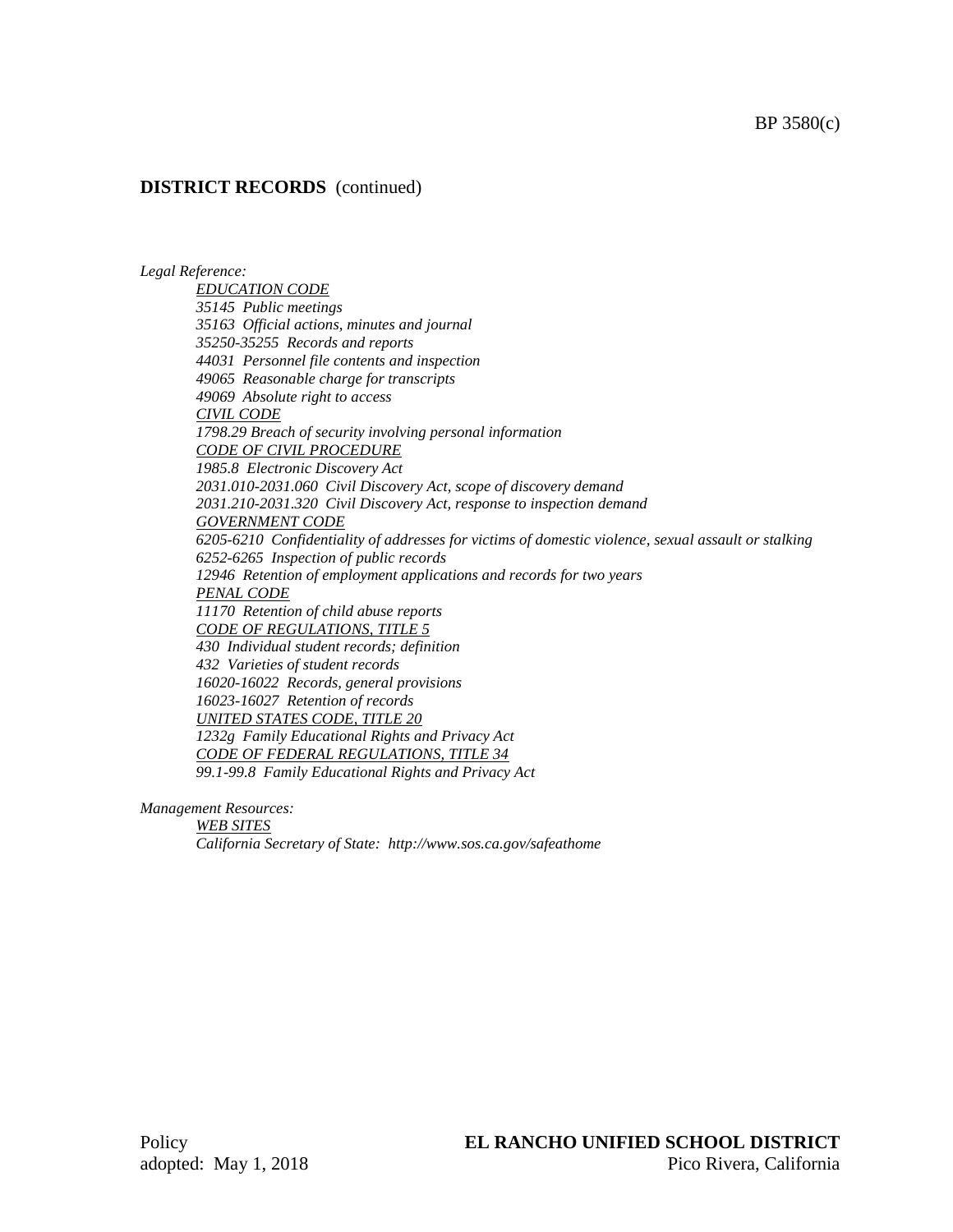**DISTRICT RECORDS** (continued)

*Legal Reference:*

*EDUCATION CODE*
*35145 Public meetings*
*35163 Official actions, minutes and journal*
*35250-35255 Records and reports*
*44031 Personnel file contents and inspection*
*49065 Reasonable charge for transcripts*
*49069 Absolute right to access*

*CIVIL CODE*
*1798.29 Breach of security involving personal information*

*CODE OF CIVIL PROCEDURE*
*1985.8 Electronic Discovery Act*
*2031.010-2031.060 Civil Discovery Act, scope of discovery demand*
*2031.210-2031.320 Civil Discovery Act, response to inspection demand*

*GOVERNMENT CODE*
*6205-6210 Confidentiality of addresses for victims of domestic violence, sexual assault or stalking*
*6252-6265 Inspection of public records*
*12946 Retention of employment applications and records for two years*

*PENAL CODE*
*11170 Retention of child abuse reports*

*CODE OF REGULATIONS, TITLE 5*
*430 Individual student records; definition*
*432 Varieties of student records*
*16020-16022 Records, general provisions*
*16023-16027 Retention of records*

*UNITED STATES CODE, TITLE 20*
*1232g Family Educational Rights and Privacy Act*

*CODE OF FEDERAL REGULATIONS, TITLE 34*
*99.1-99.8 Family Educational Rights and Privacy Act*

*Management Resources:*

*WEB SITES*
*California Secretary of State: http://www.sos.ca.gov/safeathome*

Policy
adopted: May 1, 2018

**EL RANCHO UNIFIED SCHOOL DISTRICT**
Pico Rivera, California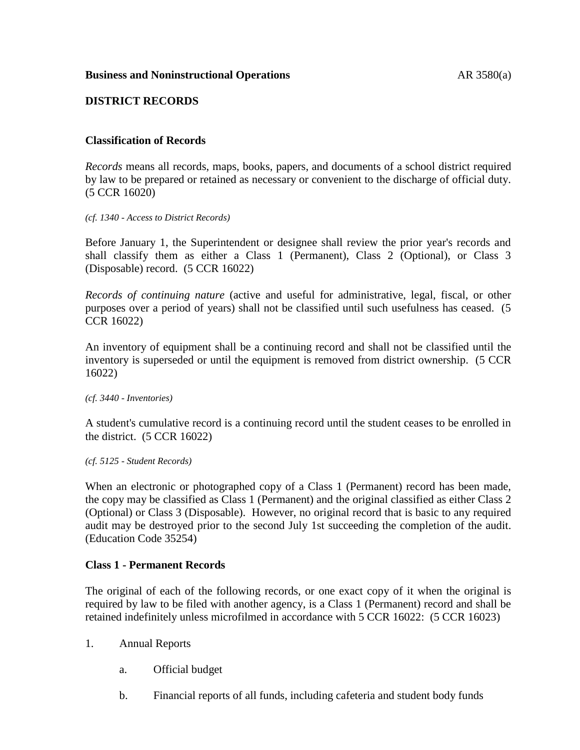**Business and Noninstructional Operations** AR 3580(a)

**DISTRICT RECORDS**

**Classification of Records**

*Records* means all records, maps, books, papers, and documents of a school district required by law to be prepared or retained as necessary or convenient to the discharge of official duty. (5 CCR 16020)

*(cf. 1340 - Access to District Records)*

Before January 1, the Superintendent or designee shall review the prior year's records and shall classify them as either a Class 1 (Permanent), Class 2 (Optional), or Class 3 (Disposable) record. (5 CCR 16022)

*Records of continuing nature* (active and useful for administrative, legal, fiscal, or other purposes over a period of years) shall not be classified until such usefulness has ceased. (5 CCR 16022)

An inventory of equipment shall be a continuing record and shall not be classified until the inventory is superseded or until the equipment is removed from district ownership. (5 CCR 16022)

*(cf. 3440 - Inventories)*

A student's cumulative record is a continuing record until the student ceases to be enrolled in the district. (5 CCR 16022)

*(cf. 5125 - Student Records)*

When an electronic or photographed copy of a Class 1 (Permanent) record has been made, the copy may be classified as Class 1 (Permanent) and the original classified as either Class 2 (Optional) or Class 3 (Disposable). However, no original record that is basic to any required audit may be destroyed prior to the second July 1st succeeding the completion of the audit. (Education Code 35254)

**Class 1 - Permanent Records**

The original of each of the following records, or one exact copy of it when the original is required by law to be filed with another agency, is a Class 1 (Permanent) record and shall be retained indefinitely unless microfilmed in accordance with 5 CCR 16022: (5 CCR 16023)

1. Annual Reports

   a. Official budget

   b. Financial reports of all funds, including cafeteria and student body funds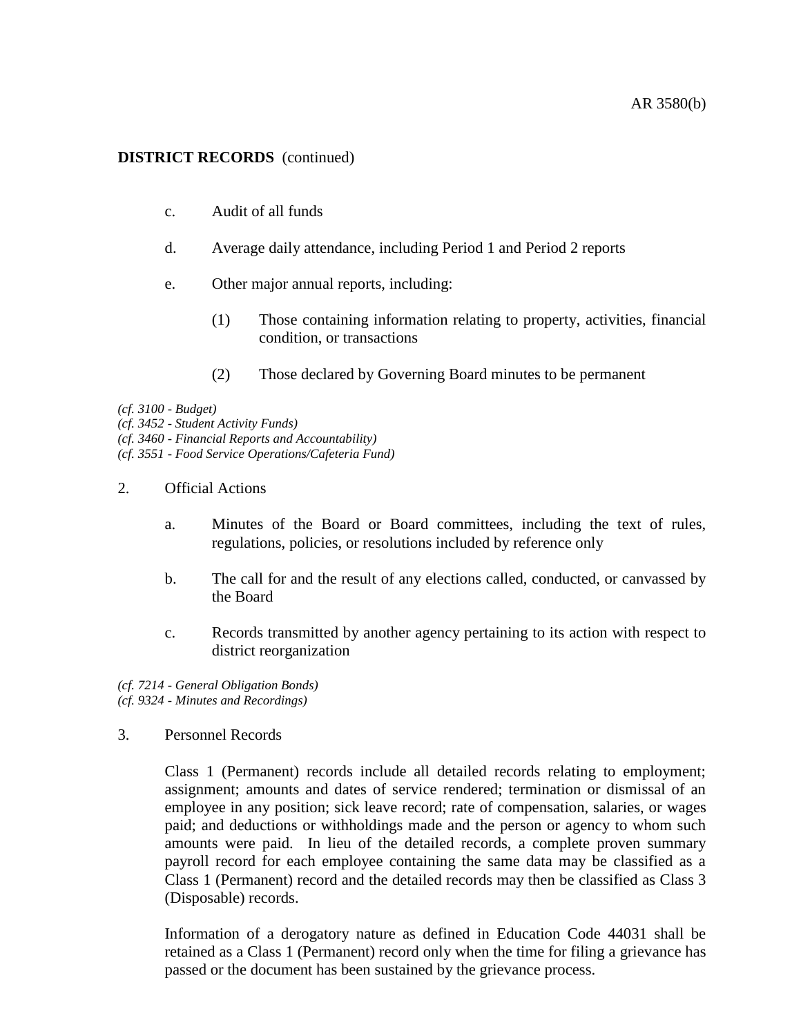**DISTRICT RECORDS** (continued)

c. Audit of all funds

d. Average daily attendance, including Period 1 and Period 2 reports

e. Other major annual reports, including:

(1) Those containing information relating to property, activities, financial condition, or transactions

(2) Those declared by Governing Board minutes to be permanent

*(cf. 3100 - Budget)*
*(cf. 3452 - Student Activity Funds)*
*(cf. 3460 - Financial Reports and Accountability)*
*(cf. 3551 - Food Service Operations/Cafeteria Fund)*

2. Official Actions

a. Minutes of the Board or Board committees, including the text of rules, regulations, policies, or resolutions included by reference only

b. The call for and the result of any elections called, conducted, or canvassed by the Board

c. Records transmitted by another agency pertaining to its action with respect to district reorganization

*(cf. 7214 - General Obligation Bonds)*
*(cf. 9324 - Minutes and Recordings)*

3. Personnel Records

Class 1 (Permanent) records include all detailed records relating to employment; assignment; amounts and dates of service rendered; termination or dismissal of an employee in any position; sick leave record; rate of compensation, salaries, or wages paid; and deductions or withholdings made and the person or agency to whom such amounts were paid. In lieu of the detailed records, a complete proven summary payroll record for each employee containing the same data may be classified as a Class 1 (Permanent) record and the detailed records may then be classified as Class 3 (Disposable) records.

Information of a derogatory nature as defined in Education Code 44031 shall be retained as a Class 1 (Permanent) record only when the time for filing a grievance has passed or the document has been sustained by the grievance process.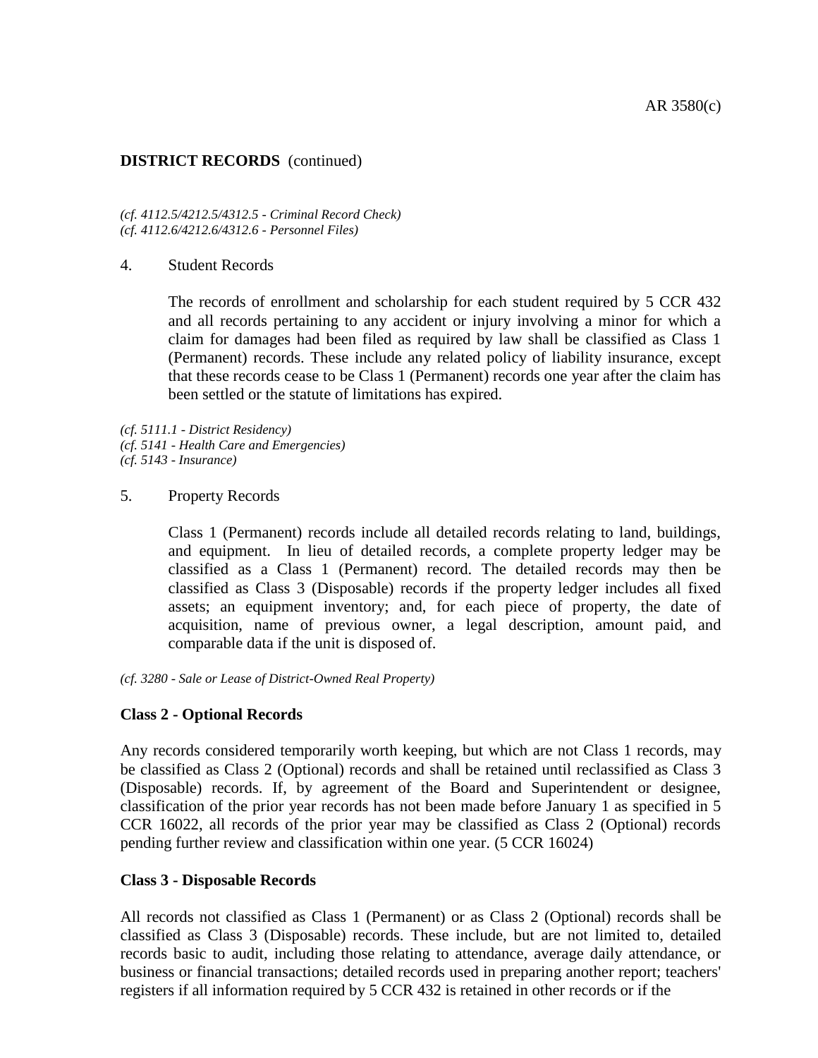**DISTRICT RECORDS** (continued)

*(cf. 4112.5/4212.5/4312.5 - Criminal Record Check)*
*(cf. 4112.6/4212.6/4312.6 - Personnel Files)*

4. Student Records

   The records of enrollment and scholarship for each student required by 5 CCR 432 and all records pertaining to any accident or injury involving a minor for which a claim for damages had been filed as required by law shall be classified as Class 1 (Permanent) records. These include any related policy of liability insurance, except that these records cease to be Class 1 (Permanent) records one year after the claim has been settled or the statute of limitations has expired.

*(cf. 5111.1 - District Residency)*
*(cf. 5141 - Health Care and Emergencies)*
*(cf. 5143 - Insurance)*

5. Property Records

   Class 1 (Permanent) records include all detailed records relating to land, buildings, and equipment. In lieu of detailed records, a complete property ledger may be classified as a Class 1 (Permanent) record. The detailed records may then be classified as Class 3 (Disposable) records if the property ledger includes all fixed assets; an equipment inventory; and, for each piece of property, the date of acquisition, name of previous owner, a legal description, amount paid, and comparable data if the unit is disposed of.

*(cf. 3280 - Sale or Lease of District-Owned Real Property)*

**Class 2 - Optional Records**

Any records considered temporarily worth keeping, but which are not Class 1 records, may be classified as Class 2 (Optional) records and shall be retained until reclassified as Class 3 (Disposable) records. If, by agreement of the Board and Superintendent or designee, classification of the prior year records has not been made before January 1 as specified in 5 CCR 16022, all records of the prior year may be classified as Class 2 (Optional) records pending further review and classification within one year. (5 CCR 16024)

**Class 3 - Disposable Records**

All records not classified as Class 1 (Permanent) or as Class 2 (Optional) records shall be classified as Class 3 (Disposable) records. These include, but are not limited to, detailed records basic to audit, including those relating to attendance, average daily attendance, or business or financial transactions; detailed records used in preparing another report; teachers' registers if all information required by 5 CCR 432 is retained in other records or if the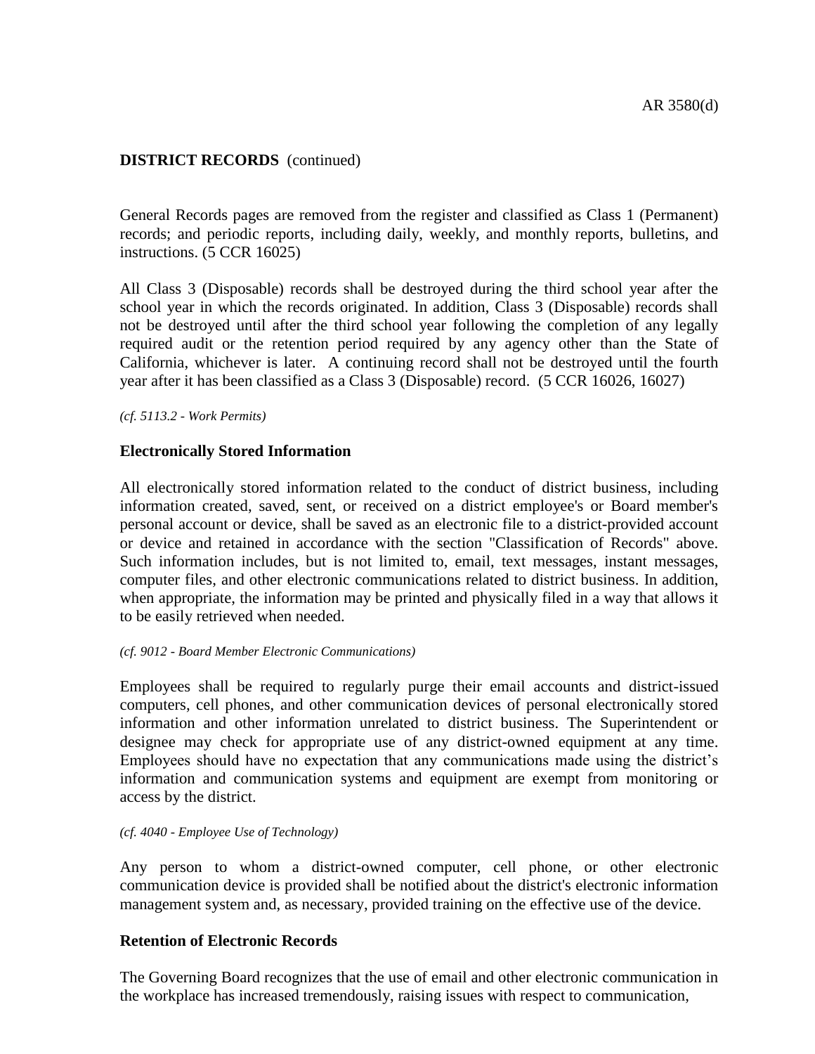General Records pages are removed from the register and classified as Class 1 (Permanent) records; and periodic reports, including daily, weekly, and monthly reports, bulletins, and instructions. (5 CCR 16025)

All Class 3 (Disposable) records shall be destroyed during the third school year after the school year in which the records originated. In addition, Class 3 (Disposable) records shall not be destroyed until after the third school year following the completion of any legally required audit or the retention period required by any agency other than the State of California, whichever is later. A continuing record shall not be destroyed until the fourth year after it has been classified as a Class 3 (Disposable) record. (5 CCR 16026, 16027)

*(cf. 5113.2 - Work Permits)*

**Electronically Stored Information**

All electronically stored information related to the conduct of district business, including information created, saved, sent, or received on a district employee's or Board member's personal account or device, shall be saved as an electronic file to a district-provided account or device and retained in accordance with the section "Classification of Records" above. Such information includes, but is not limited to, email, text messages, instant messages, computer files, and other electronic communications related to district business. In addition, when appropriate, the information may be printed and physically filed in a way that allows it to be easily retrieved when needed.

*(cf. 9012 - Board Member Electronic Communications)*

Employees shall be required to regularly purge their email accounts and district-issued computers, cell phones, and other communication devices of personal electronically stored information and other information unrelated to district business. The Superintendent or designee may check for appropriate use of any district-owned equipment at any time. Employees should have no expectation that any communications made using the district's information and communication systems and equipment are exempt from monitoring or access by the district.

*(cf. 4040 - Employee Use of Technology)*

Any person to whom a district-owned computer, cell phone, or other electronic communication device is provided shall be notified about the district's electronic information management system and, as necessary, provided training on the effective use of the device.

**Retention of Electronic Records**

The Governing Board recognizes that the use of email and other electronic communication in the workplace has increased tremendously, raising issues with respect to communication,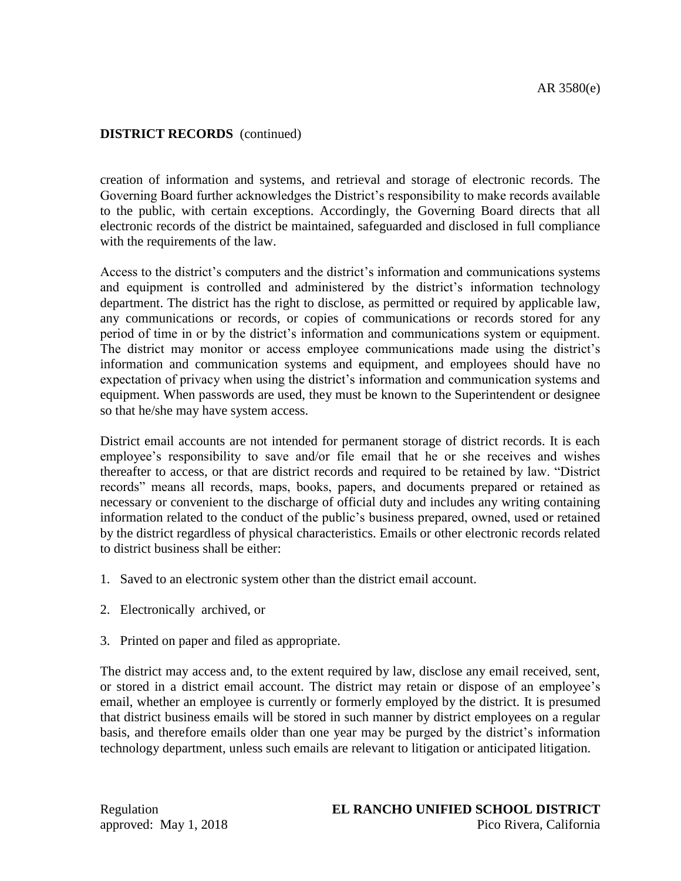creation of information and systems, and retrieval and storage of electronic records. The Governing Board further acknowledges the District's responsibility to make records available to the public, with certain exceptions. Accordingly, the Governing Board directs that all electronic records of the district be maintained, safeguarded and disclosed in full compliance with the requirements of the law.

Access to the district's computers and the district's information and communications systems and equipment is controlled and administered by the district's information technology department. The district has the right to disclose, as permitted or required by applicable law, any communications or records, or copies of communications or records stored for any period of time in or by the district's information and communications system or equipment. The district may monitor or access employee communications made using the district's information and communication systems and equipment, and employees should have no expectation of privacy when using the district's information and communication systems and equipment. When passwords are used, they must be known to the Superintendent or designee so that he/she may have system access.

District email accounts are not intended for permanent storage of district records. It is each employee's responsibility to save and/or file email that he or she receives and wishes thereafter to access, or that are district records and required to be retained by law. "District records" means all records, maps, books, papers, and documents prepared or retained as necessary or convenient to the discharge of official duty and includes any writing containing information related to the conduct of the public's business prepared, owned, used or retained by the district regardless of physical characteristics. Emails or other electronic records related to district business shall be either:

1. Saved to an electronic system other than the district email account.
2. Electronically archived, or
3. Printed on paper and filed as appropriate.

The district may access and, to the extent required by law, disclose any email received, sent, or stored in a district email account. The district may retain or dispose of an employee's email, whether an employee is currently or formerly employed by the district. It is presumed that district business emails will be stored in such manner by district employees on a regular basis, and therefore emails older than one year may be purged by the district's information technology department, unless such emails are relevant to litigation or anticipated litigation.

Regulation approved: May 1, 2018

**EL RANCHO UNIFIED SCHOOL DISTRICT**
Pico Rivera, California